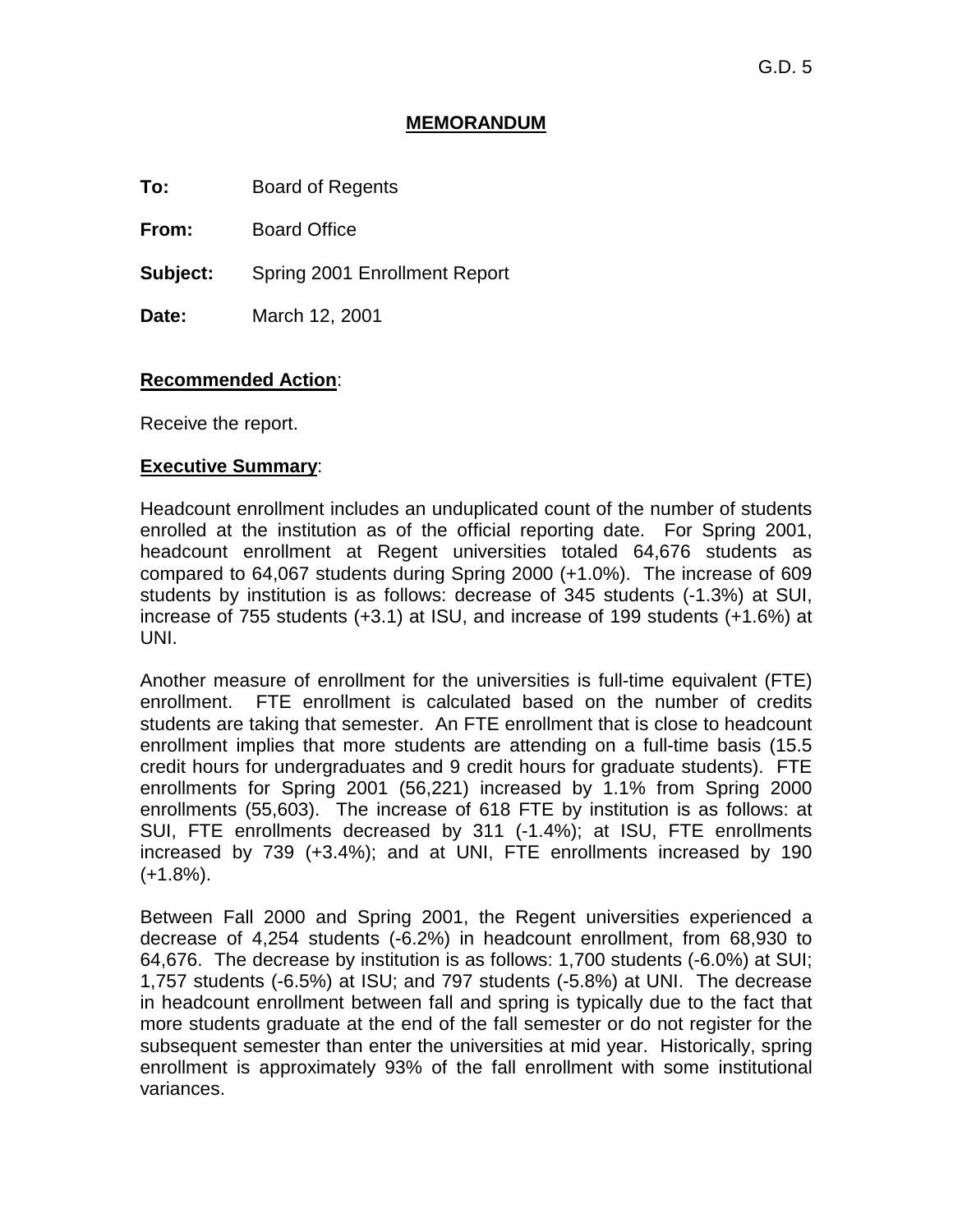G.D. 5

# MEMORANDUM

**To:** Board of Regents

**From:** Board Office

**Subject:** Spring 2001 Enrollment Report

**Date:** March 12, 2001

**Recommended Action:**

Receive the report.

**Executive Summary:**

Headcount enrollment includes an unduplicated count of the number of students enrolled at the institution as of the official reporting date. For Spring 2001, headcount enrollment at Regent universities totaled 64,676 students as compared to 64,067 students during Spring 2000 (+1.0%). The increase of 609 students by institution is as follows: decrease of 345 students (-1.3%) at SUI, increase of 755 students (+3.1) at ISU, and increase of 199 students (+1.6%) at UNI.

Another measure of enrollment for the universities is full-time equivalent (FTE) enrollment. FTE enrollment is calculated based on the number of credits students are taking that semester. An FTE enrollment that is close to headcount enrollment implies that more students are attending on a full-time basis (15.5 credit hours for undergraduates and 9 credit hours for graduate students). FTE enrollments for Spring 2001 (56,221) increased by 1.1% from Spring 2000 enrollments (55,603). The increase of 618 FTE by institution is as follows: at SUI, FTE enrollments decreased by 311 (-1.4%); at ISU, FTE enrollments increased by 739 (+3.4%); and at UNI, FTE enrollments increased by 190 (+1.8%).

Between Fall 2000 and Spring 2001, the Regent universities experienced a decrease of 4,254 students (-6.2%) in headcount enrollment, from 68,930 to 64,676. The decrease by institution is as follows: 1,700 students (-6.0%) at SUI; 1,757 students (-6.5%) at ISU; and 797 students (-5.8%) at UNI. The decrease in headcount enrollment between fall and spring is typically due to the fact that more students graduate at the end of the fall semester or do not register for the subsequent semester than enter the universities at mid year. Historically, spring enrollment is approximately 93% of the fall enrollment with some institutional variances.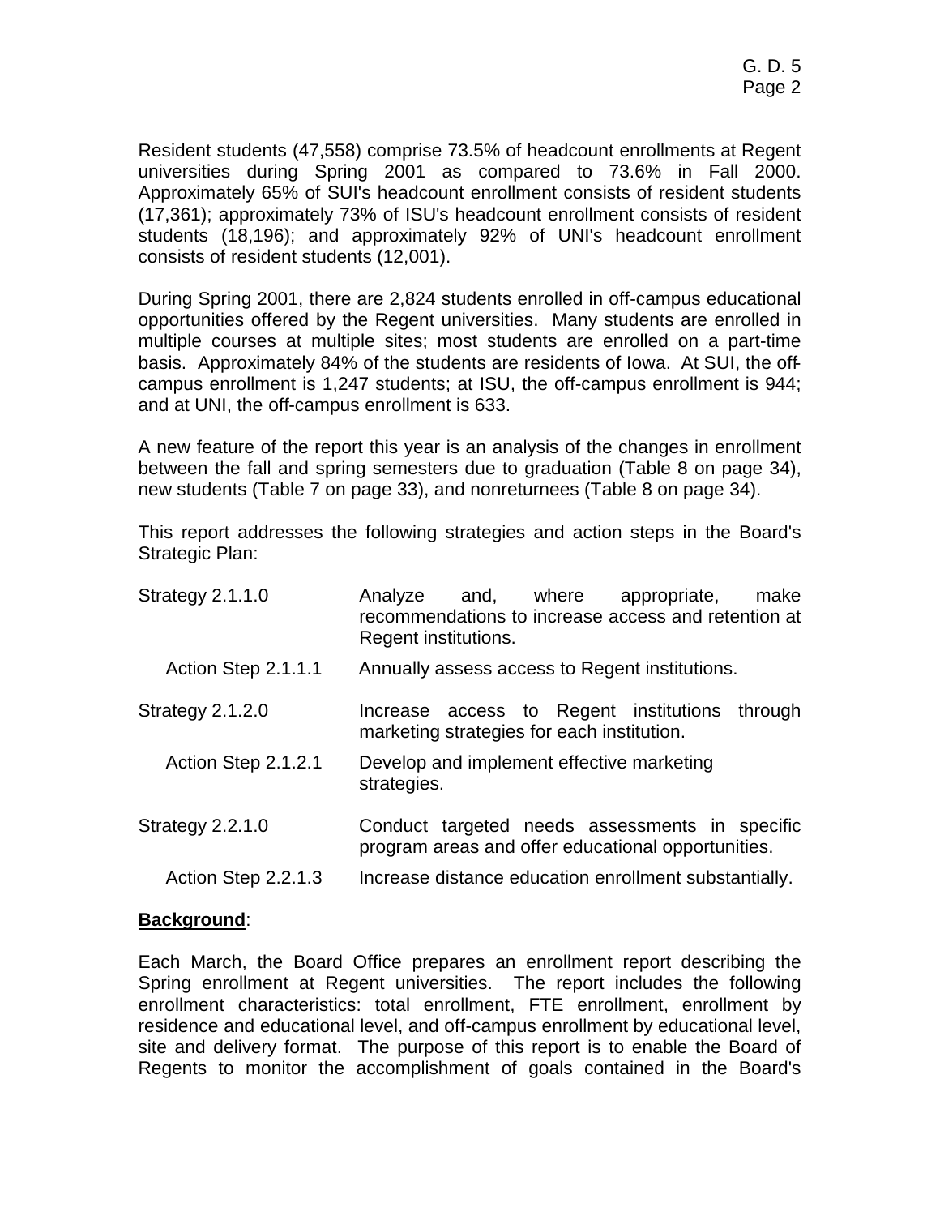Resident students (47,558) comprise 73.5% of headcount enrollments at Regent universities during Spring 2001 as compared to 73.6% in Fall 2000. Approximately 65% of SUI's headcount enrollment consists of resident students (17,361); approximately 73% of ISU's headcount enrollment consists of resident students (18,196); and approximately 92% of UNI's headcount enrollment consists of resident students (12,001).

During Spring 2001, there are 2,824 students enrolled in off-campus educational opportunities offered by the Regent universities. Many students are enrolled in multiple courses at multiple sites; most students are enrolled on a part-time basis. Approximately 84% of the students are residents of Iowa. At SUI, the off-campus enrollment is 1,247 students; at ISU, the off-campus enrollment is 944; and at UNI, the off-campus enrollment is 633.

A new feature of the report this year is an analysis of the changes in enrollment between the fall and spring semesters due to graduation (Table 8 on page 34), new students (Table 7 on page 33), and nonreturnees (Table 8 on page 34).

This report addresses the following strategies and action steps in the Board's Strategic Plan:

| | |
|---|---|
| Strategy 2.1.1.0 | Analyze and, where appropriate, make recommendations to increase access and retention at Regent institutions. |
| Action Step 2.1.1.1 | Annually assess access to Regent institutions. |
| Strategy 2.1.2.0 | Increase access to Regent institutions through marketing strategies for each institution. |
| Action Step 2.1.2.1 | Develop and implement effective marketing strategies. |
| Strategy 2.2.1.0 | Conduct targeted needs assessments in specific program areas and offer educational opportunities. |
| Action Step 2.2.1.3 | Increase distance education enrollment substantially. |

**Background**:

Each March, the Board Office prepares an enrollment report describing the Spring enrollment at Regent universities. The report includes the following enrollment characteristics: total enrollment, FTE enrollment, enrollment by residence and educational level, and off-campus enrollment by educational level, site and delivery format. The purpose of this report is to enable the Board of Regents to monitor the accomplishment of goals contained in the Board's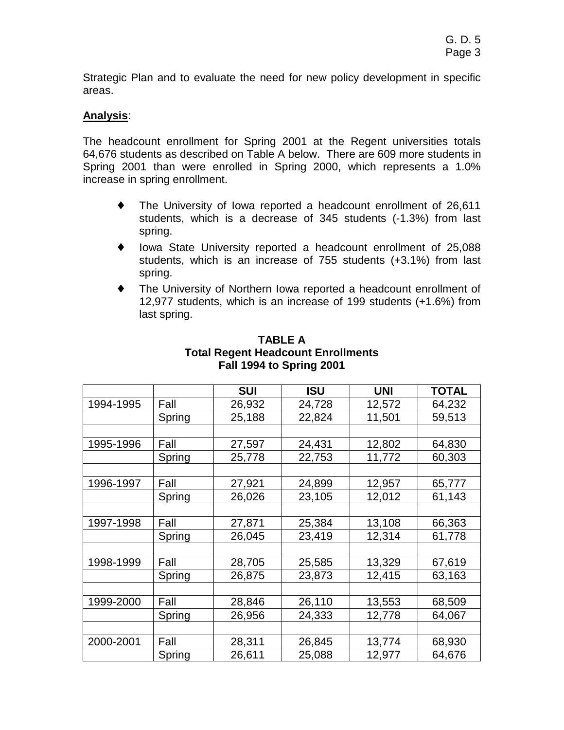Strategic Plan and to evaluate the need for new policy development in specific areas.

**Analysis**:

The headcount enrollment for Spring 2001 at the Regent universities totals 64,676 students as described on Table A below. There are 609 more students in Spring 2001 than were enrolled in Spring 2000, which represents a 1.0% increase in spring enrollment.

- The University of Iowa reported a headcount enrollment of 26,611 students, which is a decrease of 345 students (-1.3%) from last spring.
- Iowa State University reported a headcount enrollment of 25,088 students, which is an increase of 755 students (+3.1%) from last spring.
- The University of Northern Iowa reported a headcount enrollment of 12,977 students, which is an increase of 199 students (+1.6%) from last spring.

**TABLE A**
**Total Regent Headcount Enrollments**
**Fall 1994 to Spring 2001**

| | | SUI | ISU | UNI | TOTAL |
|---|---|---|---|---|---|
| 1994-1995 | Fall | 26,932 | 24,728 | 12,572 | 64,232 |
| | Spring | 25,188 | 22,824 | 11,501 | 59,513 |
| | | | | | |
| 1995-1996 | Fall | 27,597 | 24,431 | 12,802 | 64,830 |
| | Spring | 25,778 | 22,753 | 11,772 | 60,303 |
| | | | | | |
| 1996-1997 | Fall | 27,921 | 24,899 | 12,957 | 65,777 |
| | Spring | 26,026 | 23,105 | 12,012 | 61,143 |
| | | | | | |
| 1997-1998 | Fall | 27,871 | 25,384 | 13,108 | 66,363 |
| | Spring | 26,045 | 23,419 | 12,314 | 61,778 |
| | | | | | |
| 1998-1999 | Fall | 28,705 | 25,585 | 13,329 | 67,619 |
| | Spring | 26,875 | 23,873 | 12,415 | 63,163 |
| | | | | | |
| 1999-2000 | Fall | 28,846 | 26,110 | 13,553 | 68,509 |
| | Spring | 26,956 | 24,333 | 12,778 | 64,067 |
| | | | | | |
| 2000-2001 | Fall | 28,311 | 26,845 | 13,774 | 68,930 |
| | Spring | 26,611 | 25,088 | 12,977 | 64,676 |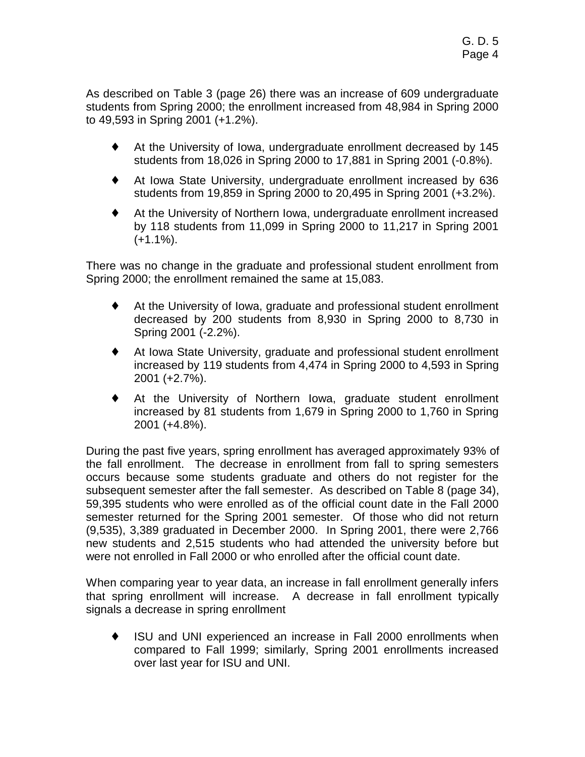As described on Table 3 (page 26) there was an increase of 609 undergraduate students from Spring 2000; the enrollment increased from 48,984 in Spring 2000 to 49,593 in Spring 2001 (+1.2%).

- At the University of Iowa, undergraduate enrollment decreased by 145 students from 18,026 in Spring 2000 to 17,881 in Spring 2001 (-0.8%).
- At Iowa State University, undergraduate enrollment increased by 636 students from 19,859 in Spring 2000 to 20,495 in Spring 2001 (+3.2%).
- At the University of Northern Iowa, undergraduate enrollment increased by 118 students from 11,099 in Spring 2000 to 11,217 in Spring 2001 (+1.1%).

There was no change in the graduate and professional student enrollment from Spring 2000; the enrollment remained the same at 15,083.

- At the University of Iowa, graduate and professional student enrollment decreased by 200 students from 8,930 in Spring 2000 to 8,730 in Spring 2001 (-2.2%).
- At Iowa State University, graduate and professional student enrollment increased by 119 students from 4,474 in Spring 2000 to 4,593 in Spring 2001 (+2.7%).
- At the University of Northern Iowa, graduate student enrollment increased by 81 students from 1,679 in Spring 2000 to 1,760 in Spring 2001 (+4.8%).

During the past five years, spring enrollment has averaged approximately 93% of the fall enrollment. The decrease in enrollment from fall to spring semesters occurs because some students graduate and others do not register for the subsequent semester after the fall semester. As described on Table 8 (page 34), 59,395 students who were enrolled as of the official count date in the Fall 2000 semester returned for the Spring 2001 semester. Of those who did not return (9,535), 3,389 graduated in December 2000. In Spring 2001, there were 2,766 new students and 2,515 students who had attended the university before but were not enrolled in Fall 2000 or who enrolled after the official count date.

When comparing year to year data, an increase in fall enrollment generally infers that spring enrollment will increase. A decrease in fall enrollment typically signals a decrease in spring enrollment

- ISU and UNI experienced an increase in Fall 2000 enrollments when compared to Fall 1999; similarly, Spring 2001 enrollments increased over last year for ISU and UNI.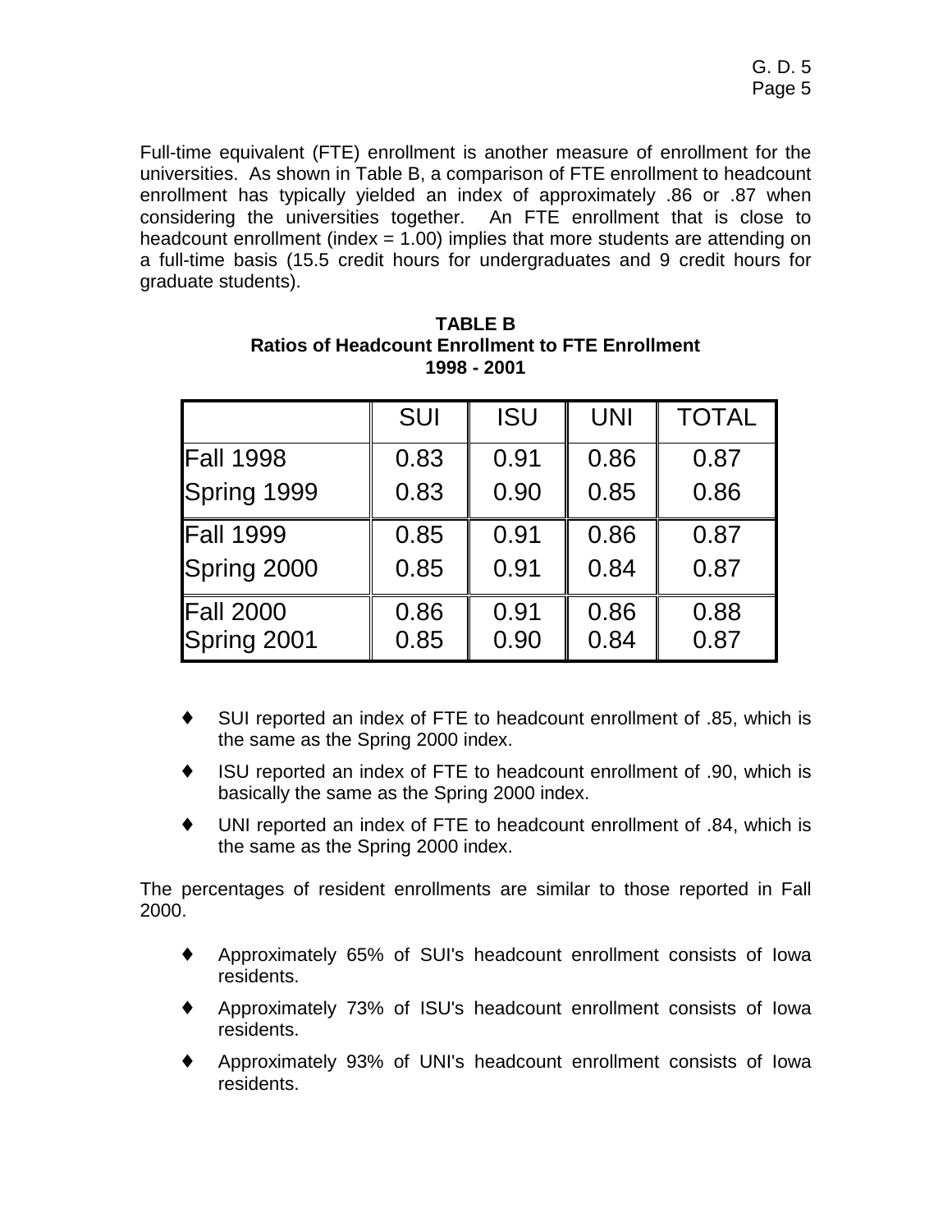Full-time equivalent (FTE) enrollment is another measure of enrollment for the universities. As shown in Table B, a comparison of FTE enrollment to headcount enrollment has typically yielded an index of approximately .86 or .87 when considering the universities together. An FTE enrollment that is close to headcount enrollment (index = 1.00) implies that more students are attending on a full-time basis (15.5 credit hours for undergraduates and 9 credit hours for graduate students).

**TABLE B**
**Ratios of Headcount Enrollment to FTE Enrollment**
**1998 - 2001**

| | SUI | ISU | UNI | TOTAL |
|---|---|---|---|---|
| Fall 1998 | 0.83 | 0.91 | 0.86 | 0.87 |
| Spring 1999 | 0.83 | 0.90 | 0.85 | 0.86 |
| Fall 1999 | 0.85 | 0.91 | 0.86 | 0.87 |
| Spring 2000 | 0.85 | 0.91 | 0.84 | 0.87 |
| Fall 2000 | 0.86 | 0.91 | 0.86 | 0.88 |
| Spring 2001 | 0.85 | 0.90 | 0.84 | 0.87 |

- SUI reported an index of FTE to headcount enrollment of .85, which is the same as the Spring 2000 index.
- ISU reported an index of FTE to headcount enrollment of .90, which is basically the same as the Spring 2000 index.
- UNI reported an index of FTE to headcount enrollment of .84, which is the same as the Spring 2000 index.

The percentages of resident enrollments are similar to those reported in Fall 2000.

- Approximately 65% of SUI's headcount enrollment consists of Iowa residents.
- Approximately 73% of ISU's headcount enrollment consists of Iowa residents.
- Approximately 93% of UNI's headcount enrollment consists of Iowa residents.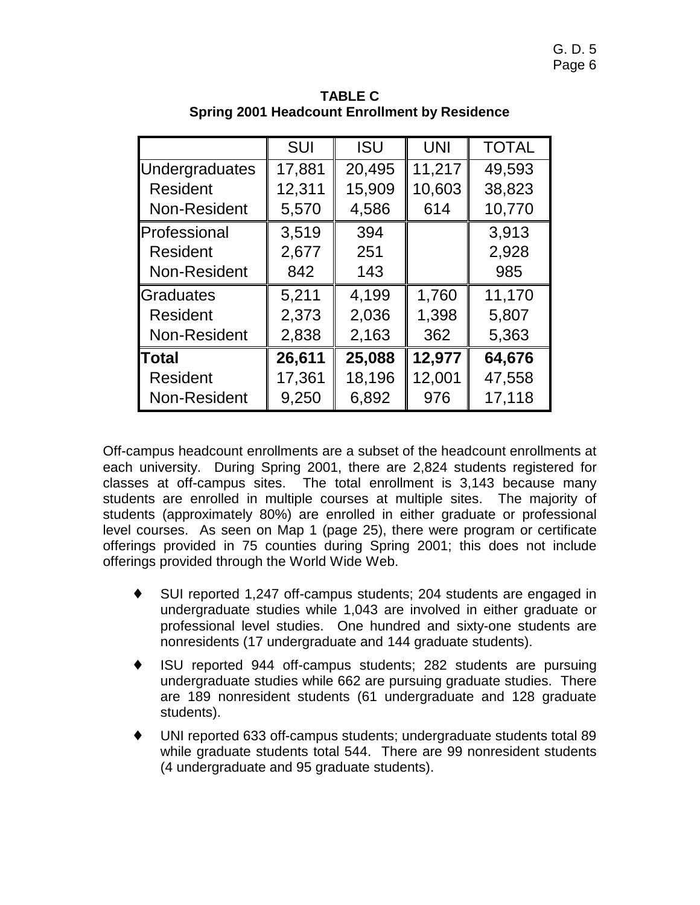**TABLE C**
**Spring 2001 Headcount Enrollment by Residence**

| | SUI | ISU | UNI | TOTAL |
|---|---|---|---|---|
| Undergraduates | 17,881 | 20,495 | 11,217 | 49,593 |
| Resident | 12,311 | 15,909 | 10,603 | 38,823 |
| Non-Resident | 5,570 | 4,586 | 614 | 10,770 |
| Professional | 3,519 | 394 | | 3,913 |
| Resident | 2,677 | 251 | | 2,928 |
| Non-Resident | 842 | 143 | | 985 |
| Graduates | 5,211 | 4,199 | 1,760 | 11,170 |
| Resident | 2,373 | 2,036 | 1,398 | 5,807 |
| Non-Resident | 2,838 | 2,163 | 362 | 5,363 |
| **Total** | **26,611** | **25,088** | **12,977** | **64,676** |
| Resident | 17,361 | 18,196 | 12,001 | 47,558 |
| Non-Resident | 9,250 | 6,892 | 976 | 17,118 |

Off-campus headcount enrollments are a subset of the headcount enrollments at each university. During Spring 2001, there are 2,824 students registered for classes at off-campus sites. The total enrollment is 3,143 because many students are enrolled in multiple courses at multiple sites. The majority of students (approximately 80%) are enrolled in either graduate or professional level courses. As seen on Map 1 (page 25), there were program or certificate offerings provided in 75 counties during Spring 2001; this does not include offerings provided through the World Wide Web.

- SUI reported 1,247 off-campus students; 204 students are engaged in undergraduate studies while 1,043 are involved in either graduate or professional level studies. One hundred and sixty-one students are nonresidents (17 undergraduate and 144 graduate students).
- ISU reported 944 off-campus students; 282 students are pursuing undergraduate studies while 662 are pursuing graduate studies. There are 189 nonresident students (61 undergraduate and 128 graduate students).
- UNI reported 633 off-campus students; undergraduate students total 89 while graduate students total 544. There are 99 nonresident students (4 undergraduate and 95 graduate students).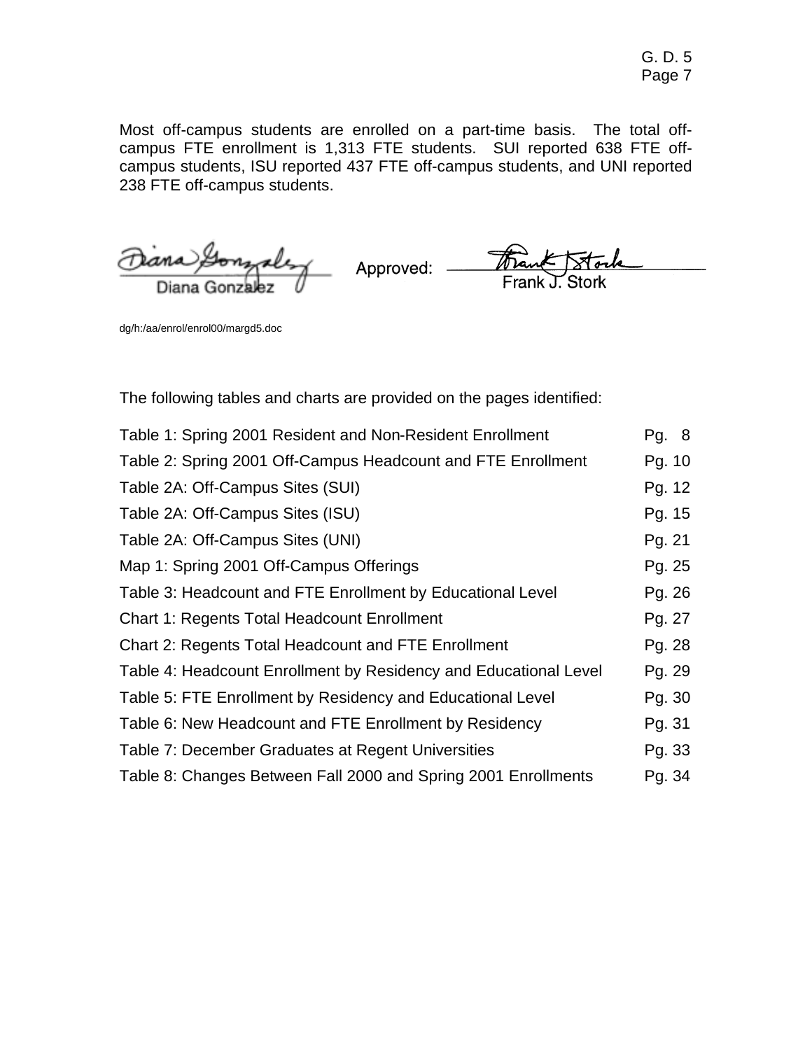Most off-campus students are enrolled on a part-time basis. The total off-campus FTE enrollment is 1,313 FTE students. SUI reported 638 FTE off-campus students, ISU reported 437 FTE off-campus students, and UNI reported 238 FTE off-campus students.

Diana Gonzalez

Approved: Frank J. Stork

dg/h:/aa/enrol/enrol00/margd5.doc

The following tables and charts are provided on the pages identified:

| | |
|---|---|
| Table 1: Spring 2001 Resident and Non-Resident Enrollment | Pg. 8 |
| Table 2: Spring 2001 Off-Campus Headcount and FTE Enrollment | Pg. 10 |
| Table 2A: Off-Campus Sites (SUI) | Pg. 12 |
| Table 2A: Off-Campus Sites (ISU) | Pg. 15 |
| Table 2A: Off-Campus Sites (UNI) | Pg. 21 |
| Map 1: Spring 2001 Off-Campus Offerings | Pg. 25 |
| Table 3: Headcount and FTE Enrollment by Educational Level | Pg. 26 |
| Chart 1: Regents Total Headcount Enrollment | Pg. 27 |
| Chart 2: Regents Total Headcount and FTE Enrollment | Pg. 28 |
| Table 4: Headcount Enrollment by Residency and Educational Level | Pg. 29 |
| Table 5: FTE Enrollment by Residency and Educational Level | Pg. 30 |
| Table 6: New Headcount and FTE Enrollment by Residency | Pg. 31 |
| Table 7: December Graduates at Regent Universities | Pg. 33 |
| Table 8: Changes Between Fall 2000 and Spring 2001 Enrollments | Pg. 34 |